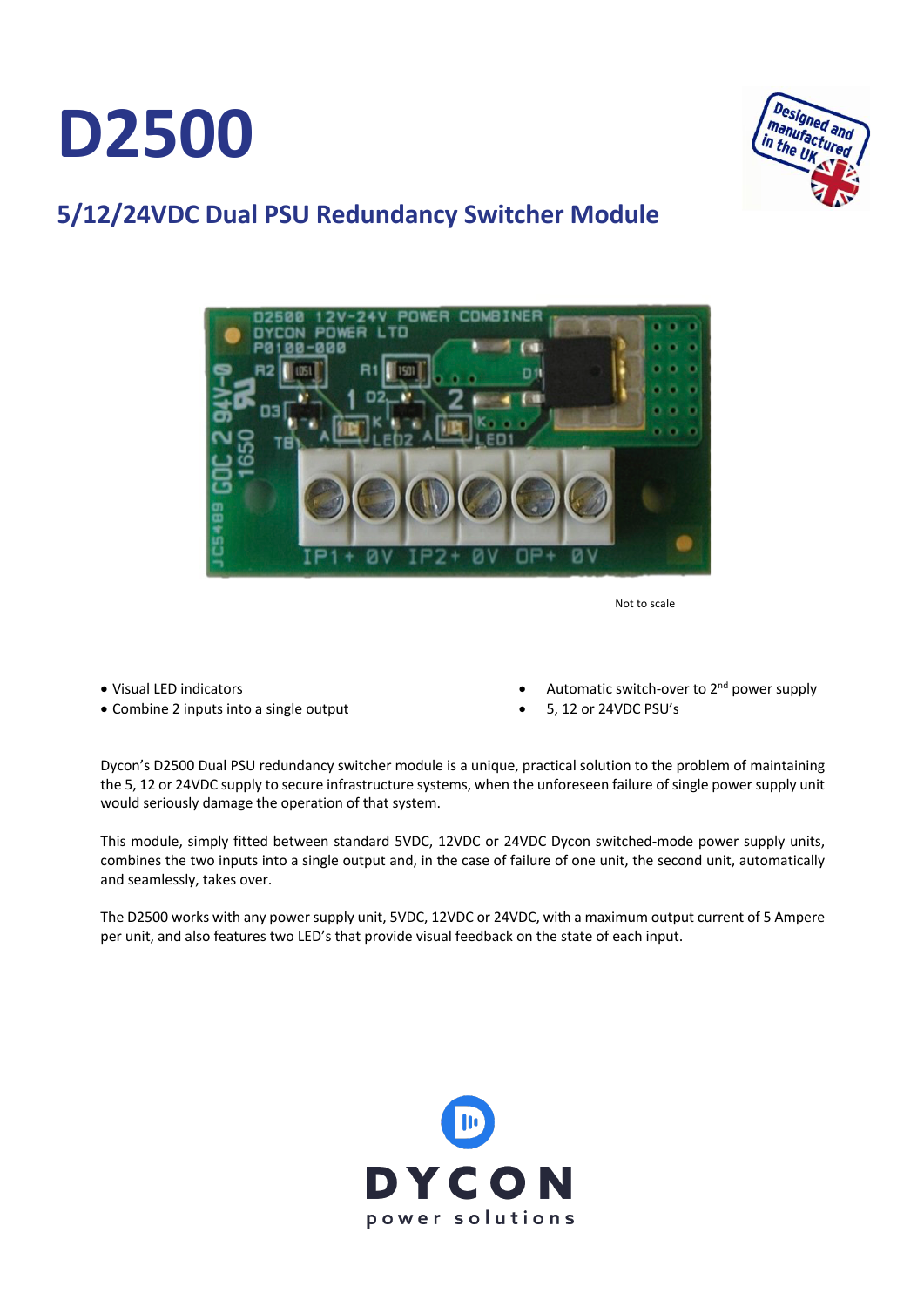# D2500

## 5/12/24VDC Dual PSU Redundancy Switcher Module

Not to scale

- Visual LED indicators
- Combine 2 inputs into a single output
- Automatic switch-over to 2nd power supply
- 5, 12 or 24VDC PSU's

Dycon's D2500 Dual PSU redundancy switcher module is a unique, practical solution to the problem of maintaining the 5, 12 or 24VDC supply to secure infrastructure systems, when the unforeseen failure of single power supply unit would seriously damage the operation of that system.

This module, simply fitted between standard 5VDC, 12VDC or 24VDC Dycon switched-mode power supply units, combines the two inputs into a single output and, in the case of failure of one unit, the second unit, automatically and seamlessly, takes over.

The D2500 works with any power supply unit, 5VDC, 12VDC or 24VDC, with a maximum output current of 5 Ampere per unit, and also features two LED's that provide visual feedback on the state of each input.

DYCON
power solutions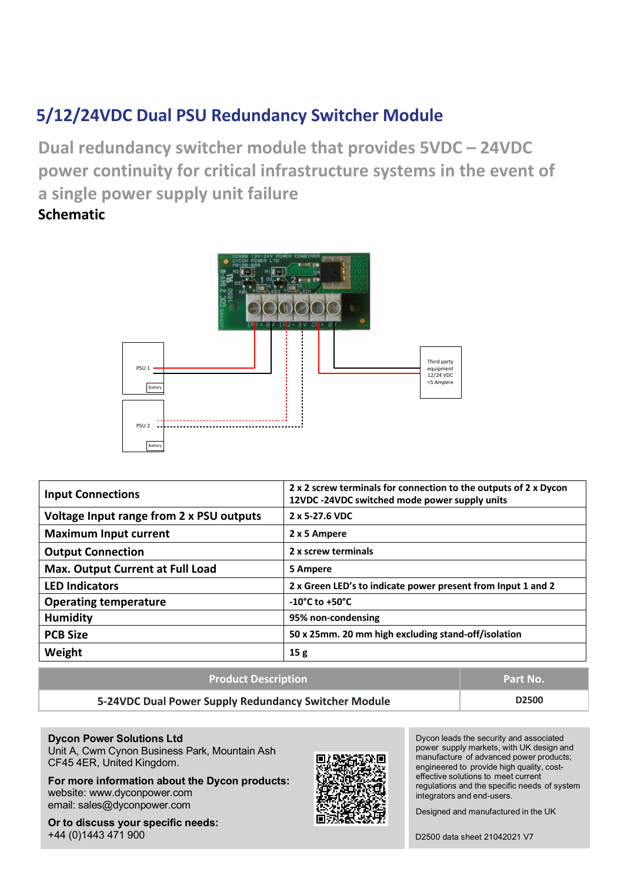## 5/12/24VDC Dual PSU Redundancy Switcher Module

**Dual redundancy switcher module that provides 5VDC – 24VDC power continuity for critical infrastructure systems in the event of a single power supply unit failure**

### Schematic

D2500 12V-24V POWER COMBINER
DYCON POWER LTD
IP1+ 0V IP2+ 0V OP+ 0V

PSU 1
Battery

PSU 2
Battery

Third party equipment 12/24 VDC <5 Ampere

| | |
|---|---|
| **Input Connections** | **2 x 2 screw terminals for connection to the outputs of 2 x Dycon 12VDC -24VDC switched mode power supply units** |
| **Voltage Input range from 2 x PSU outputs** | **2 x 5-27.6 VDC** |
| **Maximum Input current** | **2 x 5 Ampere** |
| **Output Connection** | **2 x screw terminals** |
| **Max. Output Current at Full Load** | **5 Ampere** |
| **LED Indicators** | **2 x Green LED's to indicate power present from Input 1 and 2** |
| **Operating temperature** | **-10°C to +50°C** |
| **Humidity** | **95% non-condensing** |
| **PCB Size** | **50 x 25mm. 20 mm high excluding stand-off/isolation** |
| **Weight** | **15 g** |

| Product Description | Part No. |
|---|---|
| 5-24VDC Dual Power Supply Redundancy Switcher Module | D2500 |

**Dycon Power Solutions Ltd**
Unit A, Cwm Cynon Business Park, Mountain Ash
CF45 4ER, United Kingdom.

**For more information about the Dycon products:**
website: www.dyconpower.com
email: sales@dyconpower.com

**Or to discuss your specific needs:**
+44 (0)1443 471 900

Dycon leads the security and associated power supply markets, with UK design and manufacture of advanced power products; engineered to provide high quality, cost-effective solutions to meet current regulations and the specific needs of system integrators and end-users.

Designed and manufactured in the UK

D2500 data sheet 21042021 V7